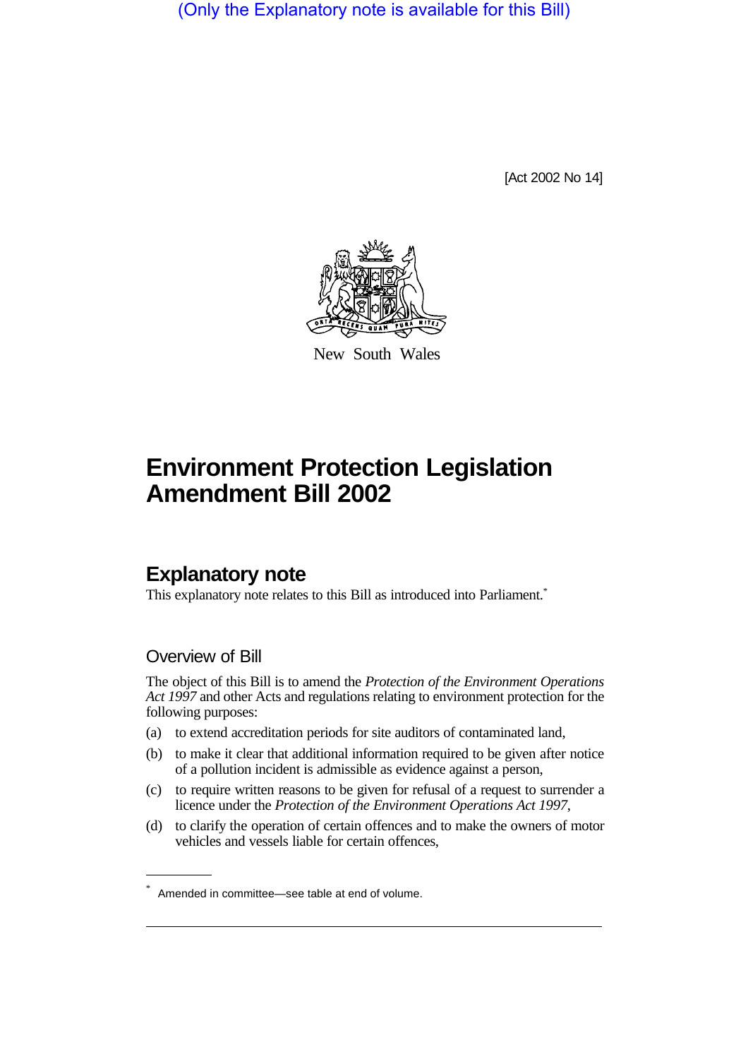(Only the Explanatory note is available for this Bill)

[Act 2002 No 14]

New South Wales

# Environment Protection Legislation Amendment Bill 2002

## Explanatory note

This explanatory note relates to this Bill as introduced into Parliament.*

### Overview of Bill

The object of this Bill is to amend the *Protection of the Environment Operations Act 1997* and other Acts and regulations relating to environment protection for the following purposes:

(a) to extend accreditation periods for site auditors of contaminated land,

(b) to make it clear that additional information required to be given after notice of a pollution incident is admissible as evidence against a person,

(c) to require written reasons to be given for refusal of a request to surrender a licence under the *Protection of the Environment Operations Act 1997*,

(d) to clarify the operation of certain offences and to make the owners of motor vehicles and vessels liable for certain offences,

* Amended in committee—see table at end of volume.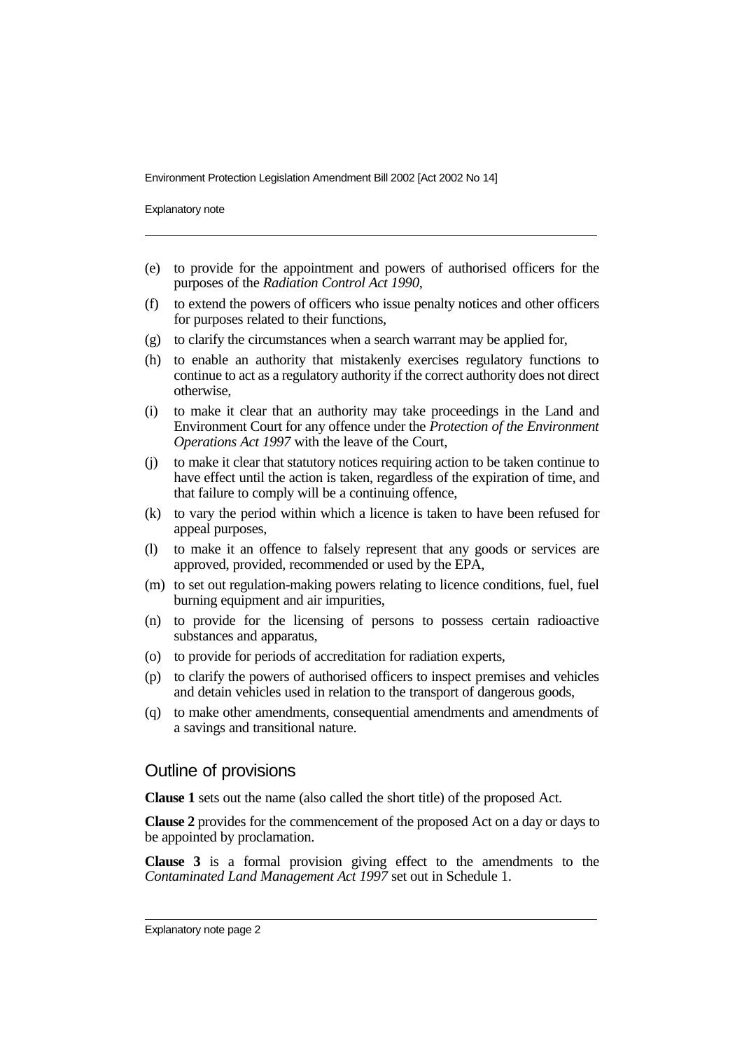(e) to provide for the appointment and powers of authorised officers for the purposes of the *Radiation Control Act 1990*,

(f) to extend the powers of officers who issue penalty notices and other officers for purposes related to their functions,

(g) to clarify the circumstances when a search warrant may be applied for,

(h) to enable an authority that mistakenly exercises regulatory functions to continue to act as a regulatory authority if the correct authority does not direct otherwise,

(i) to make it clear that an authority may take proceedings in the Land and Environment Court for any offence under the *Protection of the Environment Operations Act 1997* with the leave of the Court,

(j) to make it clear that statutory notices requiring action to be taken continue to have effect until the action is taken, regardless of the expiration of time, and that failure to comply will be a continuing offence,

(k) to vary the period within which a licence is taken to have been refused for appeal purposes,

(l) to make it an offence to falsely represent that any goods or services are approved, provided, recommended or used by the EPA,

(m) to set out regulation-making powers relating to licence conditions, fuel, fuel burning equipment and air impurities,

(n) to provide for the licensing of persons to possess certain radioactive substances and apparatus,

(o) to provide for periods of accreditation for radiation experts,

(p) to clarify the powers of authorised officers to inspect premises and vehicles and detain vehicles used in relation to the transport of dangerous goods,

(q) to make other amendments, consequential amendments and amendments of a savings and transitional nature.

## Outline of provisions

**Clause 1** sets out the name (also called the short title) of the proposed Act.

**Clause 2** provides for the commencement of the proposed Act on a day or days to be appointed by proclamation.

**Clause 3** is a formal provision giving effect to the amendments to the *Contaminated Land Management Act 1997* set out in Schedule 1.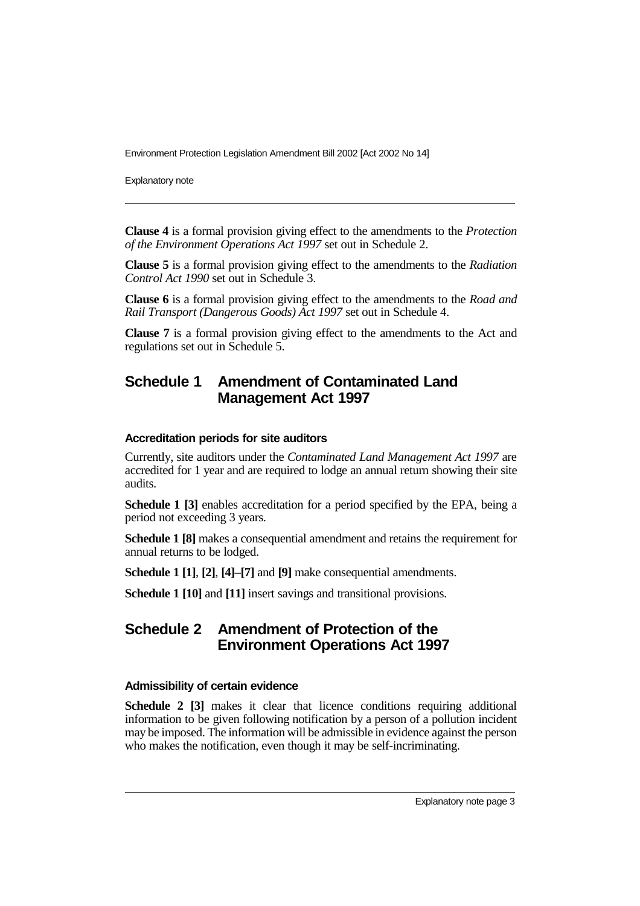**Clause 4** is a formal provision giving effect to the amendments to the *Protection of the Environment Operations Act 1997* set out in Schedule 2.

**Clause 5** is a formal provision giving effect to the amendments to the *Radiation Control Act 1990* set out in Schedule 3.

**Clause 6** is a formal provision giving effect to the amendments to the *Road and Rail Transport (Dangerous Goods) Act 1997* set out in Schedule 4.

**Clause 7** is a formal provision giving effect to the amendments to the Act and regulations set out in Schedule 5.

## Schedule 1 Amendment of Contaminated Land Management Act 1997

### Accreditation periods for site auditors

Currently, site auditors under the *Contaminated Land Management Act 1997* are accredited for 1 year and are required to lodge an annual return showing their site audits.

**Schedule 1 [3]** enables accreditation for a period specified by the EPA, being a period not exceeding 3 years.

**Schedule 1 [8]** makes a consequential amendment and retains the requirement for annual returns to be lodged.

**Schedule 1 [1]**, **[2]**, **[4]**–**[7]** and **[9]** make consequential amendments.

**Schedule 1 [10]** and **[11]** insert savings and transitional provisions.

## Schedule 2 Amendment of Protection of the Environment Operations Act 1997

### Admissibility of certain evidence

**Schedule 2 [3]** makes it clear that licence conditions requiring additional information to be given following notification by a person of a pollution incident may be imposed. The information will be admissible in evidence against the person who makes the notification, even though it may be self-incriminating.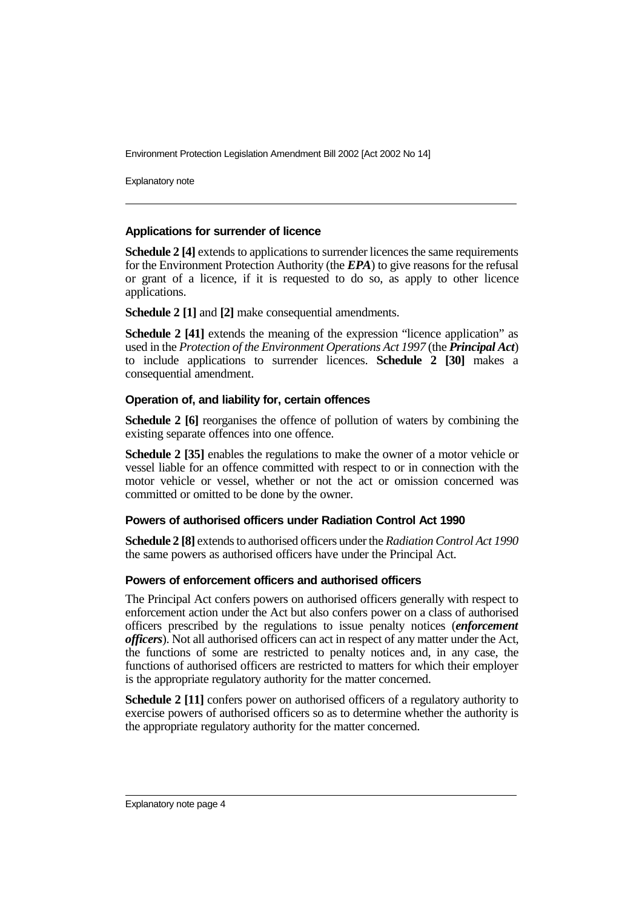### Applications for surrender of licence

**Schedule 2 [4]** extends to applications to surrender licences the same requirements for the Environment Protection Authority (the ***EPA***) to give reasons for the refusal or grant of a licence, if it is requested to do so, as apply to other licence applications.

**Schedule 2 [1]** and **[2]** make consequential amendments.

**Schedule 2 [41]** extends the meaning of the expression "licence application" as used in the *Protection of the Environment Operations Act 1997* (the ***Principal Act***) to include applications to surrender licences. **Schedule 2 [30]** makes a consequential amendment.

### Operation of, and liability for, certain offences

**Schedule 2 [6]** reorganises the offence of pollution of waters by combining the existing separate offences into one offence.

**Schedule 2 [35]** enables the regulations to make the owner of a motor vehicle or vessel liable for an offence committed with respect to or in connection with the motor vehicle or vessel, whether or not the act or omission concerned was committed or omitted to be done by the owner.

### Powers of authorised officers under Radiation Control Act 1990

**Schedule 2 [8]** extends to authorised officers under the *Radiation Control Act 1990* the same powers as authorised officers have under the Principal Act.

### Powers of enforcement officers and authorised officers

The Principal Act confers powers on authorised officers generally with respect to enforcement action under the Act but also confers power on a class of authorised officers prescribed by the regulations to issue penalty notices (***enforcement officers***). Not all authorised officers can act in respect of any matter under the Act, the functions of some are restricted to penalty notices and, in any case, the functions of authorised officers are restricted to matters for which their employer is the appropriate regulatory authority for the matter concerned.

**Schedule 2 [11]** confers power on authorised officers of a regulatory authority to exercise powers of authorised officers so as to determine whether the authority is the appropriate regulatory authority for the matter concerned.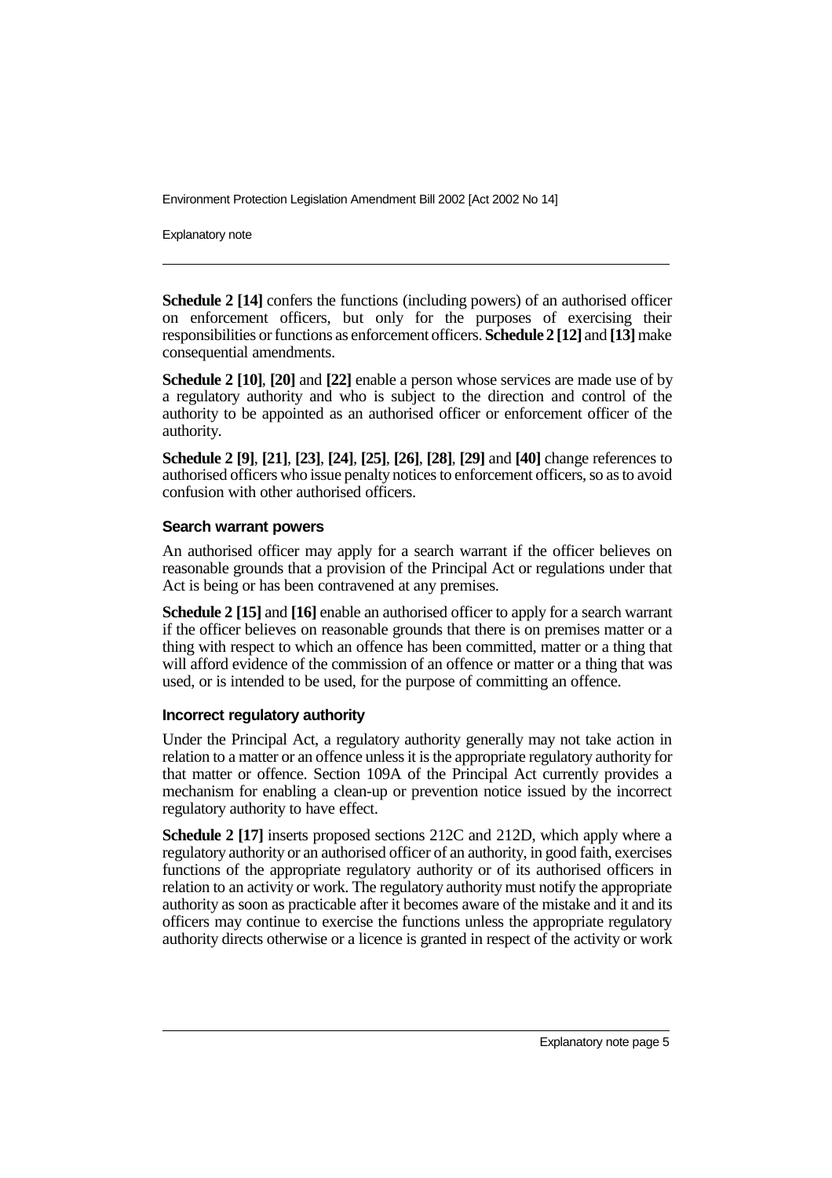**Schedule 2 [14]** confers the functions (including powers) of an authorised officer on enforcement officers, but only for the purposes of exercising their responsibilities or functions as enforcement officers. **Schedule 2 [12]** and **[13]** make consequential amendments.

**Schedule 2 [10]**, **[20]** and **[22]** enable a person whose services are made use of by a regulatory authority and who is subject to the direction and control of the authority to be appointed as an authorised officer or enforcement officer of the authority.

**Schedule 2 [9]**, **[21]**, **[23]**, **[24]**, **[25]**, **[26]**, **[28]**, **[29]** and **[40]** change references to authorised officers who issue penalty notices to enforcement officers, so as to avoid confusion with other authorised officers.

#### Search warrant powers

An authorised officer may apply for a search warrant if the officer believes on reasonable grounds that a provision of the Principal Act or regulations under that Act is being or has been contravened at any premises.

**Schedule 2 [15]** and **[16]** enable an authorised officer to apply for a search warrant if the officer believes on reasonable grounds that there is on premises matter or a thing with respect to which an offence has been committed, matter or a thing that will afford evidence of the commission of an offence or matter or a thing that was used, or is intended to be used, for the purpose of committing an offence.

#### Incorrect regulatory authority

Under the Principal Act, a regulatory authority generally may not take action in relation to a matter or an offence unless it is the appropriate regulatory authority for that matter or offence. Section 109A of the Principal Act currently provides a mechanism for enabling a clean-up or prevention notice issued by the incorrect regulatory authority to have effect.

**Schedule 2 [17]** inserts proposed sections 212C and 212D, which apply where a regulatory authority or an authorised officer of an authority, in good faith, exercises functions of the appropriate regulatory authority or of its authorised officers in relation to an activity or work. The regulatory authority must notify the appropriate authority as soon as practicable after it becomes aware of the mistake and it and its officers may continue to exercise the functions unless the appropriate regulatory authority directs otherwise or a licence is granted in respect of the activity or work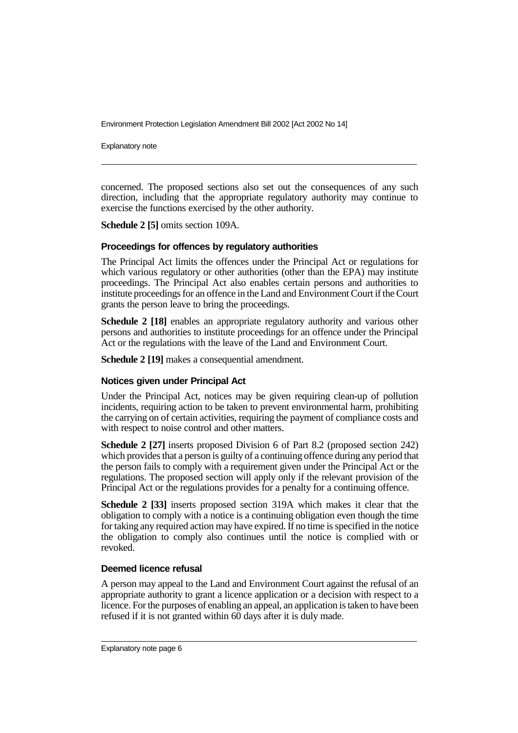concerned. The proposed sections also set out the consequences of any such direction, including that the appropriate regulatory authority may continue to exercise the functions exercised by the other authority.

**Schedule 2 [5]** omits section 109A.

### Proceedings for offences by regulatory authorities

The Principal Act limits the offences under the Principal Act or regulations for which various regulatory or other authorities (other than the EPA) may institute proceedings. The Principal Act also enables certain persons and authorities to institute proceedings for an offence in the Land and Environment Court if the Court grants the person leave to bring the proceedings.

**Schedule 2 [18]** enables an appropriate regulatory authority and various other persons and authorities to institute proceedings for an offence under the Principal Act or the regulations with the leave of the Land and Environment Court.

**Schedule 2 [19]** makes a consequential amendment.

### Notices given under Principal Act

Under the Principal Act, notices may be given requiring clean-up of pollution incidents, requiring action to be taken to prevent environmental harm, prohibiting the carrying on of certain activities, requiring the payment of compliance costs and with respect to noise control and other matters.

**Schedule 2 [27]** inserts proposed Division 6 of Part 8.2 (proposed section 242) which provides that a person is guilty of a continuing offence during any period that the person fails to comply with a requirement given under the Principal Act or the regulations. The proposed section will apply only if the relevant provision of the Principal Act or the regulations provides for a penalty for a continuing offence.

**Schedule 2 [33]** inserts proposed section 319A which makes it clear that the obligation to comply with a notice is a continuing obligation even though the time for taking any required action may have expired. If no time is specified in the notice the obligation to comply also continues until the notice is complied with or revoked.

### Deemed licence refusal

A person may appeal to the Land and Environment Court against the refusal of an appropriate authority to grant a licence application or a decision with respect to a licence. For the purposes of enabling an appeal, an application is taken to have been refused if it is not granted within 60 days after it is duly made.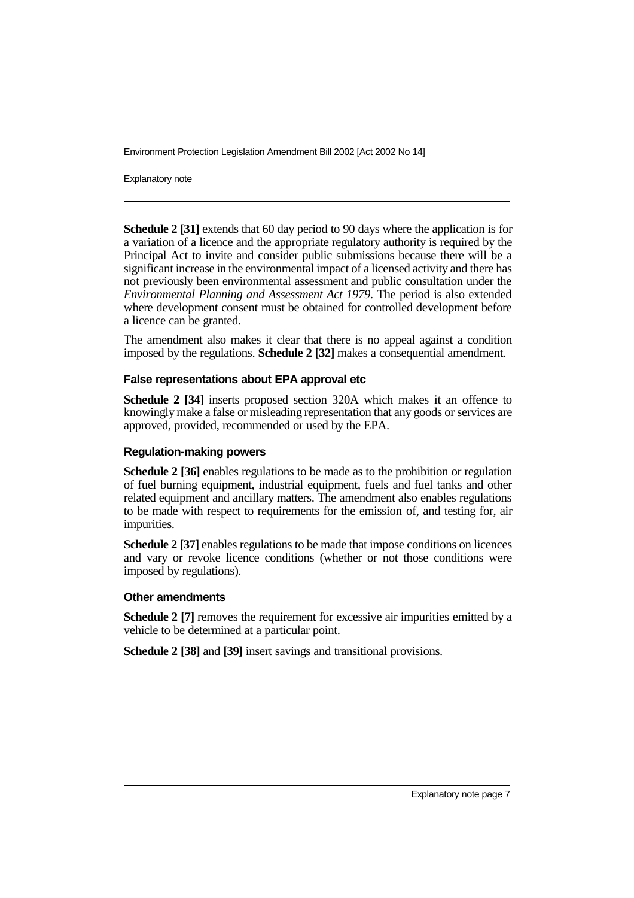**Schedule 2 [31]** extends that 60 day period to 90 days where the application is for a variation of a licence and the appropriate regulatory authority is required by the Principal Act to invite and consider public submissions because there will be a significant increase in the environmental impact of a licensed activity and there has not previously been environmental assessment and public consultation under the *Environmental Planning and Assessment Act 1979*. The period is also extended where development consent must be obtained for controlled development before a licence can be granted.

The amendment also makes it clear that there is no appeal against a condition imposed by the regulations. **Schedule 2 [32]** makes a consequential amendment.

### False representations about EPA approval etc

**Schedule 2 [34]** inserts proposed section 320A which makes it an offence to knowingly make a false or misleading representation that any goods or services are approved, provided, recommended or used by the EPA.

### Regulation-making powers

**Schedule 2 [36]** enables regulations to be made as to the prohibition or regulation of fuel burning equipment, industrial equipment, fuels and fuel tanks and other related equipment and ancillary matters. The amendment also enables regulations to be made with respect to requirements for the emission of, and testing for, air impurities.

**Schedule 2 [37]** enables regulations to be made that impose conditions on licences and vary or revoke licence conditions (whether or not those conditions were imposed by regulations).

### Other amendments

**Schedule 2 [7]** removes the requirement for excessive air impurities emitted by a vehicle to be determined at a particular point.

**Schedule 2 [38]** and **[39]** insert savings and transitional provisions.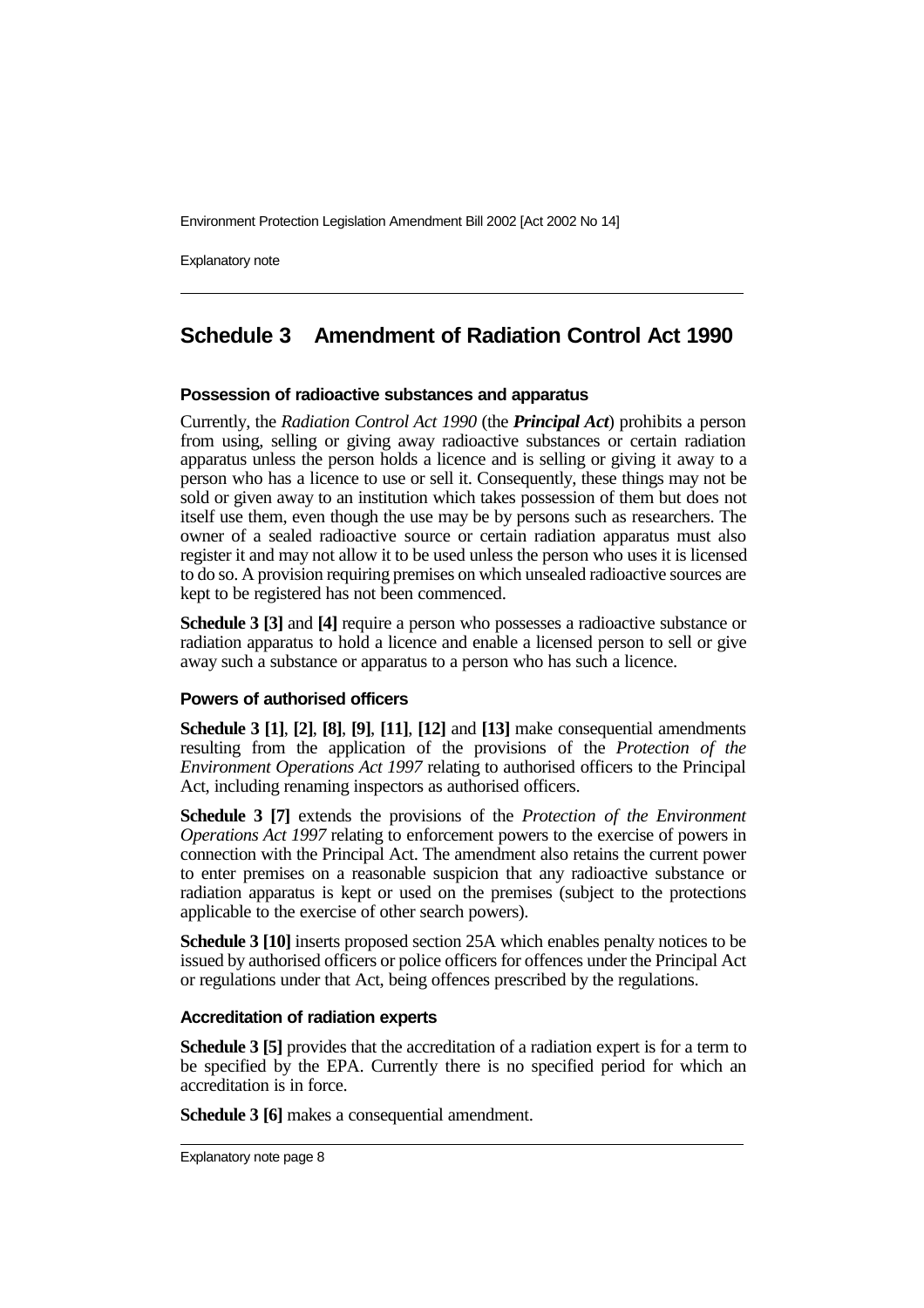## Schedule 3 Amendment of Radiation Control Act 1990

### Possession of radioactive substances and apparatus

Currently, the *Radiation Control Act 1990* (the ***Principal Act***) prohibits a person from using, selling or giving away radioactive substances or certain radiation apparatus unless the person holds a licence and is selling or giving it away to a person who has a licence to use or sell it. Consequently, these things may not be sold or given away to an institution which takes possession of them but does not itself use them, even though the use may be by persons such as researchers. The owner of a sealed radioactive source or certain radiation apparatus must also register it and may not allow it to be used unless the person who uses it is licensed to do so. A provision requiring premises on which unsealed radioactive sources are kept to be registered has not been commenced.

**Schedule 3 [3]** and **[4]** require a person who possesses a radioactive substance or radiation apparatus to hold a licence and enable a licensed person to sell or give away such a substance or apparatus to a person who has such a licence.

### Powers of authorised officers

**Schedule 3 [1]**, **[2]**, **[8]**, **[9]**, **[11]**, **[12]** and **[13]** make consequential amendments resulting from the application of the provisions of the *Protection of the Environment Operations Act 1997* relating to authorised officers to the Principal Act, including renaming inspectors as authorised officers.

**Schedule 3 [7]** extends the provisions of the *Protection of the Environment Operations Act 1997* relating to enforcement powers to the exercise of powers in connection with the Principal Act. The amendment also retains the current power to enter premises on a reasonable suspicion that any radioactive substance or radiation apparatus is kept or used on the premises (subject to the protections applicable to the exercise of other search powers).

**Schedule 3 [10]** inserts proposed section 25A which enables penalty notices to be issued by authorised officers or police officers for offences under the Principal Act or regulations under that Act, being offences prescribed by the regulations.

### Accreditation of radiation experts

**Schedule 3 [5]** provides that the accreditation of a radiation expert is for a term to be specified by the EPA. Currently there is no specified period for which an accreditation is in force.

**Schedule 3 [6]** makes a consequential amendment.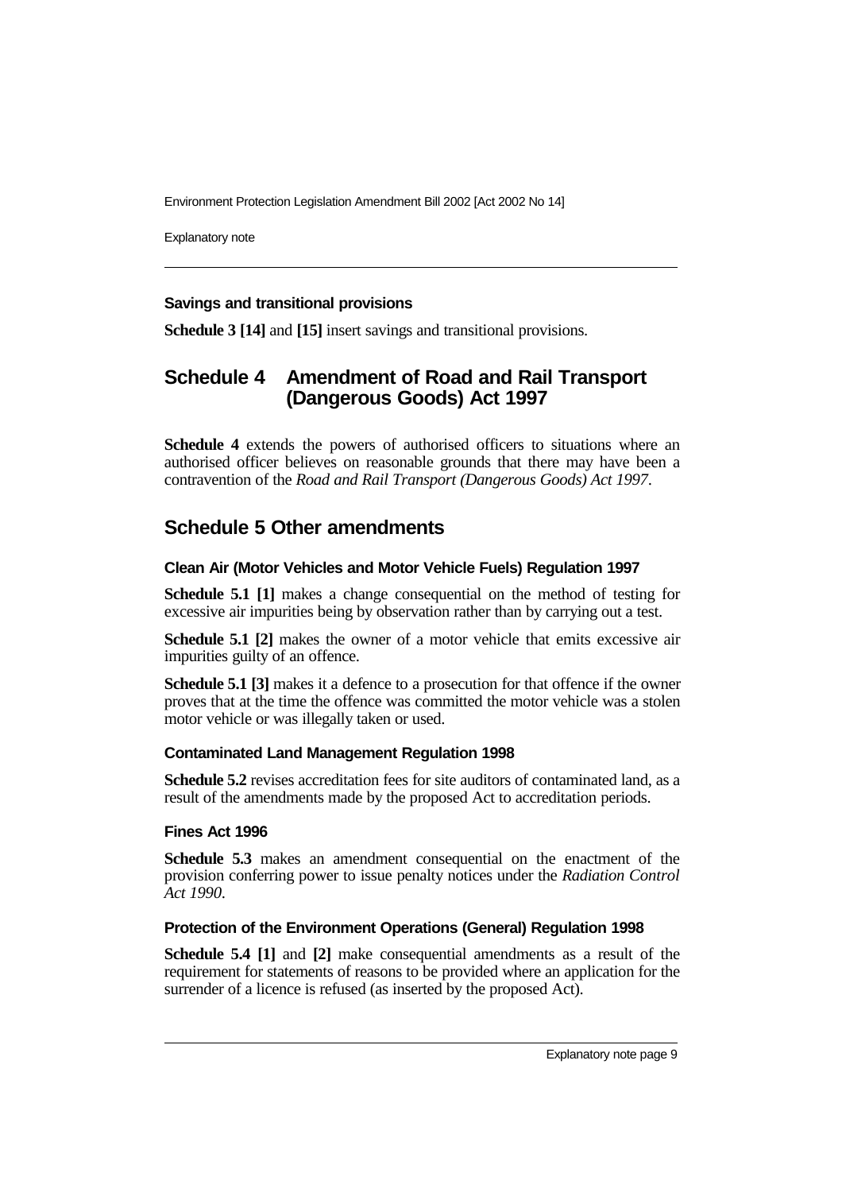### Savings and transitional provisions

**Schedule 3 [14]** and **[15]** insert savings and transitional provisions.

## Schedule 4 Amendment of Road and Rail Transport (Dangerous Goods) Act 1997

**Schedule 4** extends the powers of authorised officers to situations where an authorised officer believes on reasonable grounds that there may have been a contravention of the *Road and Rail Transport (Dangerous Goods) Act 1997*.

## Schedule 5 Other amendments

### Clean Air (Motor Vehicles and Motor Vehicle Fuels) Regulation 1997

**Schedule 5.1 [1]** makes a change consequential on the method of testing for excessive air impurities being by observation rather than by carrying out a test.

**Schedule 5.1 [2]** makes the owner of a motor vehicle that emits excessive air impurities guilty of an offence.

**Schedule 5.1 [3]** makes it a defence to a prosecution for that offence if the owner proves that at the time the offence was committed the motor vehicle was a stolen motor vehicle or was illegally taken or used.

### Contaminated Land Management Regulation 1998

**Schedule 5.2** revises accreditation fees for site auditors of contaminated land, as a result of the amendments made by the proposed Act to accreditation periods.

### Fines Act 1996

**Schedule 5.3** makes an amendment consequential on the enactment of the provision conferring power to issue penalty notices under the *Radiation Control Act 1990*.

### Protection of the Environment Operations (General) Regulation 1998

**Schedule 5.4 [1]** and **[2]** make consequential amendments as a result of the requirement for statements of reasons to be provided where an application for the surrender of a licence is refused (as inserted by the proposed Act).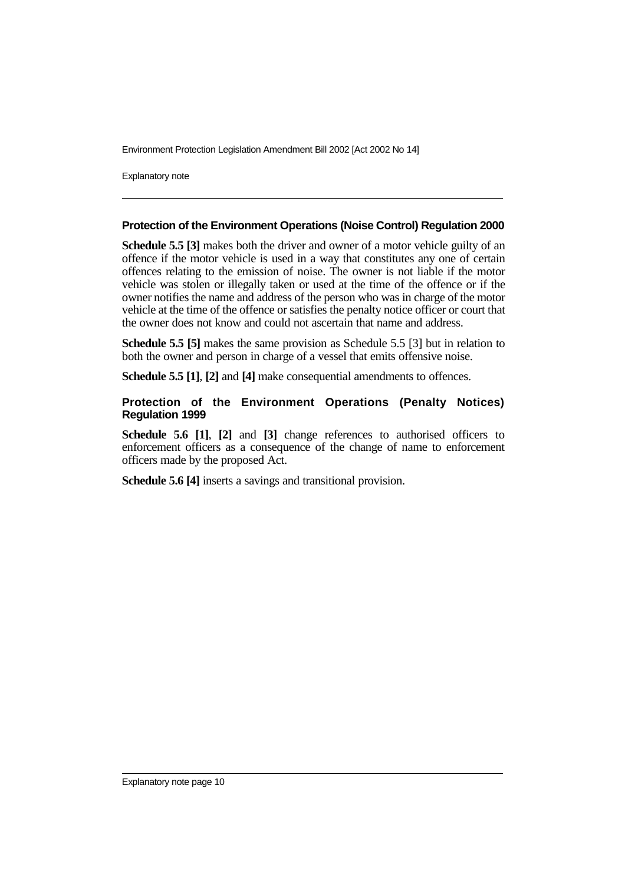### Protection of the Environment Operations (Noise Control) Regulation 2000

**Schedule 5.5 [3]** makes both the driver and owner of a motor vehicle guilty of an offence if the motor vehicle is used in a way that constitutes any one of certain offences relating to the emission of noise. The owner is not liable if the motor vehicle was stolen or illegally taken or used at the time of the offence or if the owner notifies the name and address of the person who was in charge of the motor vehicle at the time of the offence or satisfies the penalty notice officer or court that the owner does not know and could not ascertain that name and address.

**Schedule 5.5 [5]** makes the same provision as Schedule 5.5 [3] but in relation to both the owner and person in charge of a vessel that emits offensive noise.

**Schedule 5.5 [1]**, **[2]** and **[4]** make consequential amendments to offences.

### Protection of the Environment Operations (Penalty Notices) Regulation 1999

**Schedule 5.6 [1]**, **[2]** and **[3]** change references to authorised officers to enforcement officers as a consequence of the change of name to enforcement officers made by the proposed Act.

**Schedule 5.6 [4]** inserts a savings and transitional provision.